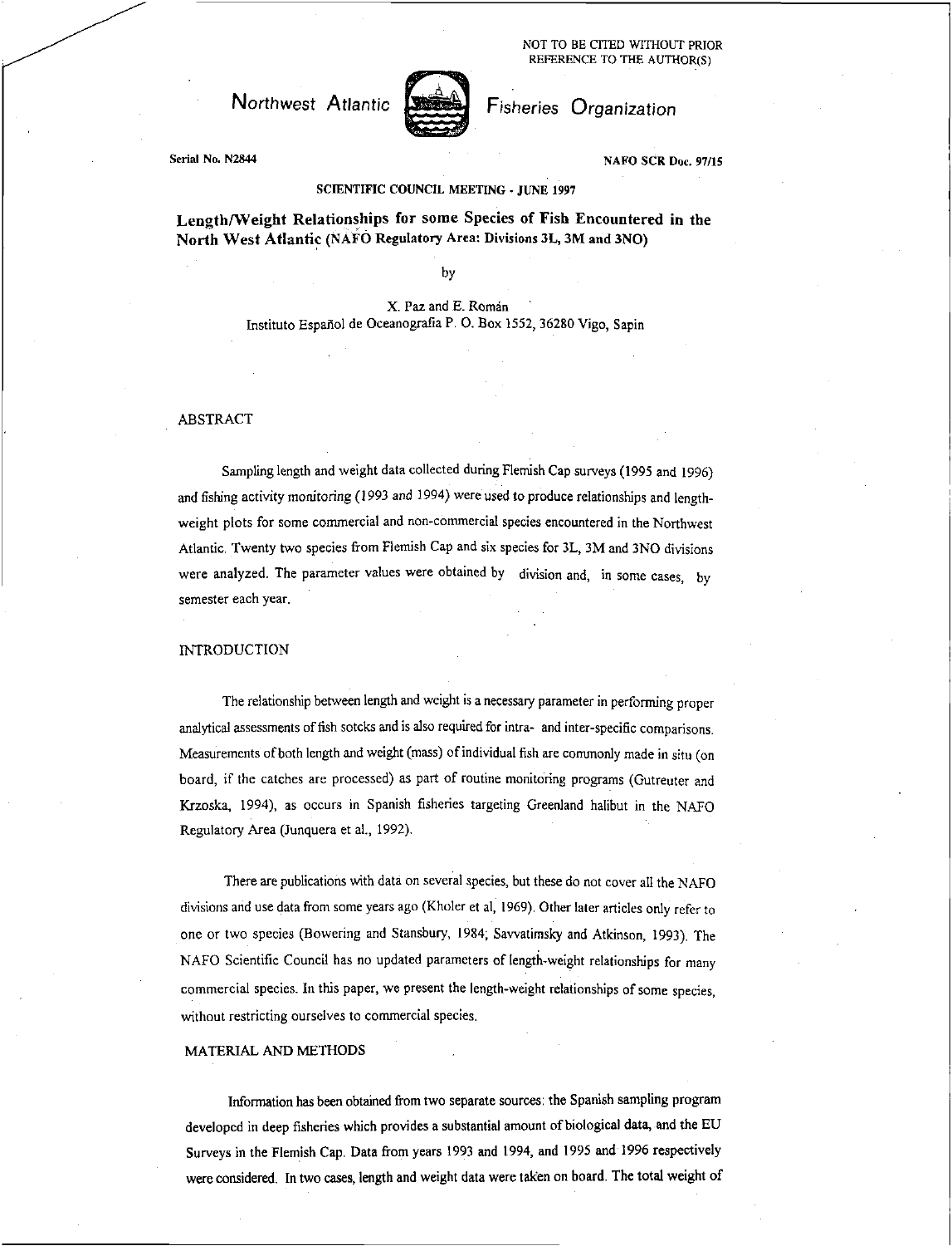NOT TO BE CITED WITHOUT PRIOR REFERENCE TO THE AUTHOR(S)

Northwest Atlantic Fisheries Organization

Serial No. N2844 NAFO SCR Doc. 97/15

SCIENTIFIC COUNCIL MEETING - JUNE 1997

# Length/Weight Relationships for some Species of Fish Encountered in the North West Atlantic (NAFO Regulatory Area: Divisions 3L, 3M and 3NO)

by

X. Paz and E. Román
Instituto Español de Oceanografia P. O. Box 1552, 36280 Vigo, Sapin

## ABSTRACT

Sampling length and weight data collected during Flemish Cap surveys (1995 and 1996) and fishing activity monitoring (1993 and 1994) were used to produce relationships and length-weight plots for some commercial and non-commercial species encountered in the Northwest Atlantic. Twenty two species from Flemish Cap and six species for 3L, 3M and 3NO divisions were analyzed. The parameter values were obtained by division and, in some cases, by semester each year.

## INTRODUCTION

The relationship between length and weight is a necessary parameter in performing proper analytical assessments of fish sotcks and is also required for intra- and inter-specific comparisons. Measurements of both length and weight (mass) of individual fish are commonly made in situ (on board, if the catches are processed) as part of routine monitoring programs (Gutreuter and Krzoska, 1994), as occurs in Spanish fisheries targeting Greenland halibut in the NAFO Regulatory Area (Junquera et al., 1992).

There are publications with data on several species, but these do not cover all the NAFO divisions and use data from some years ago (Kholer et al, 1969). Other later articles only refer to one or two species (Bowering and Stansbury, 1984; Savvatimsky and Atkinson, 1993). The NAFO Scientific Council has no updated parameters of length-weight relationships for many commercial species. In this paper, we present the length-weight relationships of some species, without restricting ourselves to commercial species.

## MATERIAL AND METHODS

Information has been obtained from two separate sources: the Spanish sampling program developed in deep fisheries which provides a substantial amount of biological data, and the EU Surveys in the Flemish Cap. Data from years 1993 and 1994, and 1995 and 1996 respectively were considered. In two cases, length and weight data were taken on board. The total weight of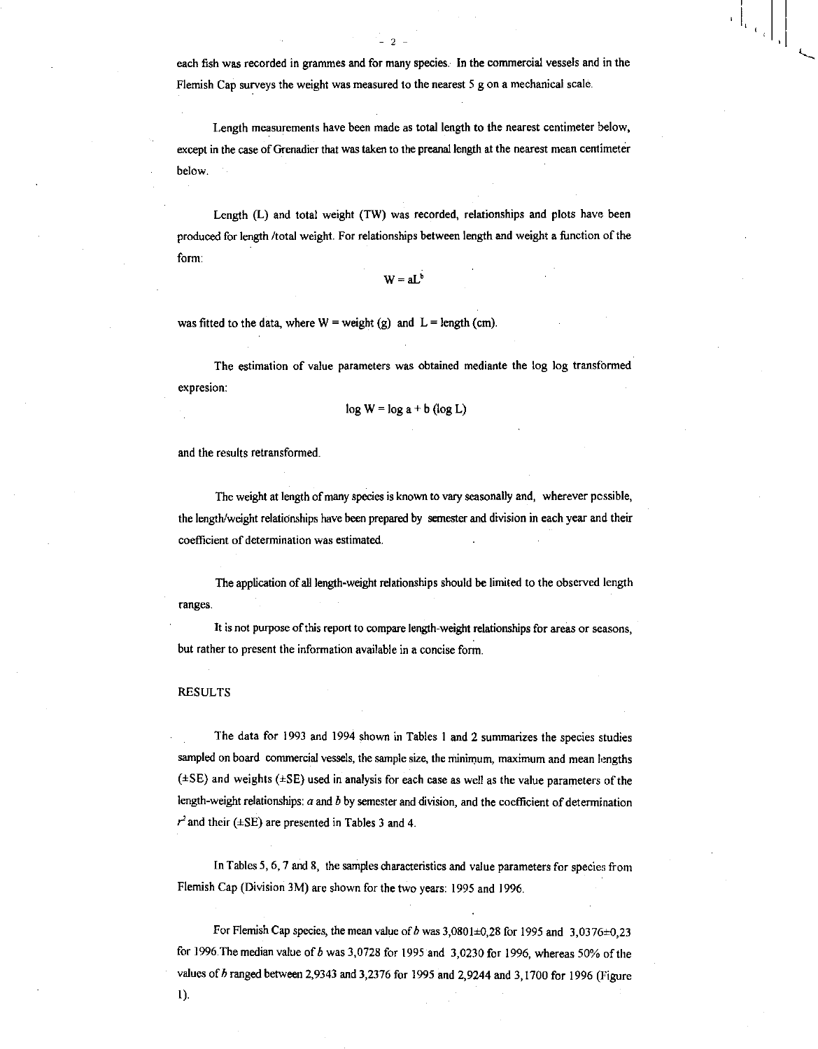each fish was recorded in grammes and for many species. In the commercial vessels and in the Flemish Cap surveys the weight was measured to the nearest 5 g on a mechanical scale.

Length measurements have been made as total length to the nearest centimeter below, except in the case of Grenadier that was taken to the preanal length at the nearest mean centimeter below.

Length (L) and total weight (TW) was recorded, relationships and plots have been produced for length /total weight. For relationships between length and weight a function of the form:

$$W = aL^b$$

was fitted to the data, where W = weight (g) and L = length (cm).

The estimation of value parameters was obtained mediante the log log transformed expresion:

$$\log W = \log a + b (\log L)$$

and the results retransformed.

The weight at length of many species is known to vary seasonally and, wherever possible, the length/weight relationships have been prepared by semester and division in each year and their coefficient of determination was estimated.

The application of all length-weight relationships should be limited to the observed length ranges.

It is not purpose of this report to compare length-weight relationships for areas or seasons, but rather to present the information available in a concise form.

## RESULTS

The data for 1993 and 1994 shown in Tables 1 and 2 summarizes the species studies sampled on board commercial vessels, the sample size, the minimum, maximum and mean lengths (±SE) and weights (±SE) used in analysis for each case as well as the value parameters of the length-weight relationships: $a$ and $b$ by semester and division, and the coefficient of determination $r^2$ and their (±SE) are presented in Tables 3 and 4.

In Tables 5, 6, 7 and 8, the samples characteristics and value parameters for species from Flemish Cap (Division 3M) are shown for the two years: 1995 and 1996.

For Flemish Cap species, the mean value of $b$ was 3,0801±0,28 for 1995 and 3,0376±0,23 for 1996. The median value of $b$ was 3,0728 for 1995 and 3,0230 for 1996, whereas 50% of the values of $b$ ranged between 2,9343 and 3,2376 for 1995 and 2,9244 and 3,1700 for 1996 (Figure 1).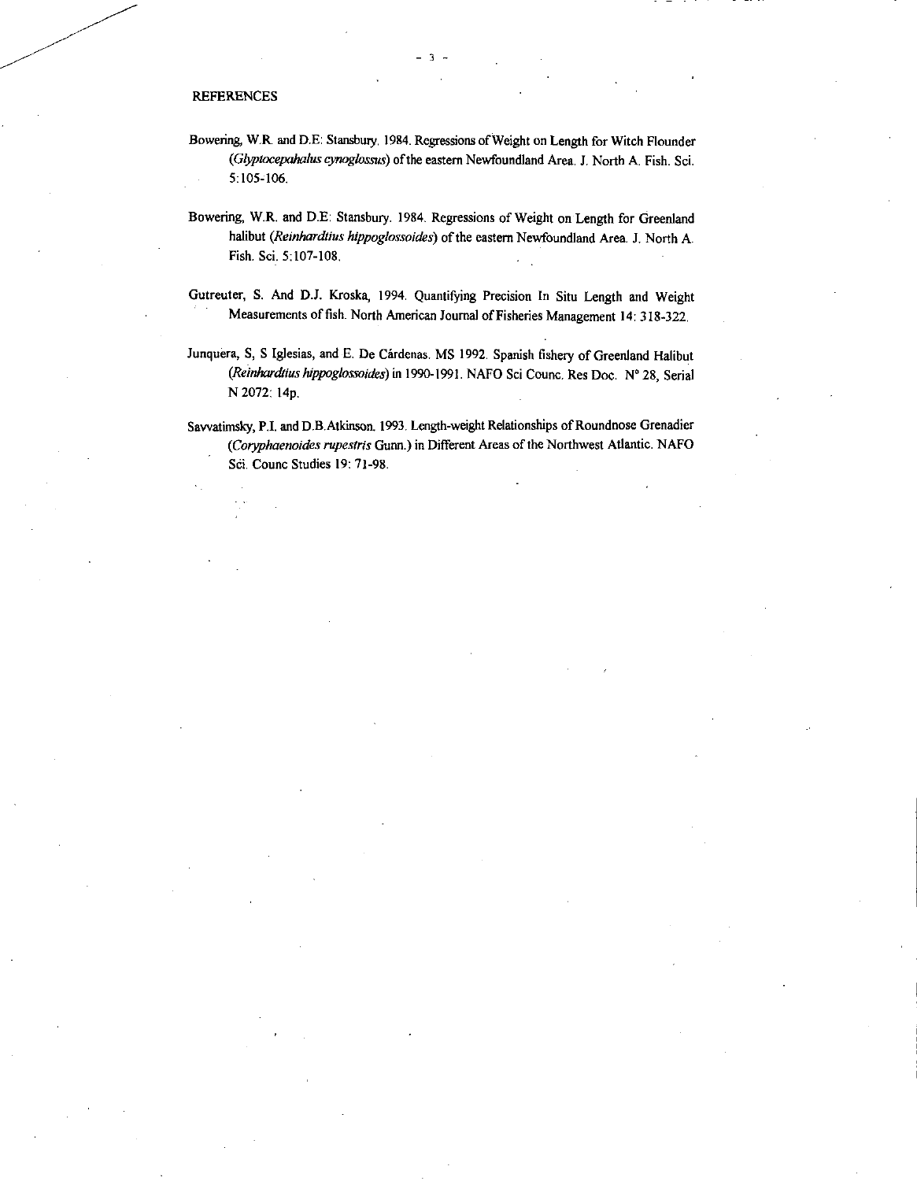## REFERENCES

Bowering, W.R. and D.E: Stansbury. 1984. Regressions of Weight on Length for Witch Flounder (*Glyptocepahalus cynoglossus*) of the eastern Newfoundland Area. J. North A. Fish. Sci. 5:105-106.

Bowering, W.R. and D.E: Stansbury. 1984. Regressions of Weight on Length for Greenland halibut (*Reinhardtius hippoglossoides*) of the eastern Newfoundland Area. J. North A. Fish. Sci. 5:107-108.

Gutreuter, S. And D.J. Kroska, 1994. Quantifying Precision In Situ Length and Weight Measurements of fish. North American Journal of Fisheries Management 14: 318-322.

Junquera, S, S Iglesias, and E. De Cárdenas. MS 1992. Spanish fishery of Greenland Halibut (*Reinhardtius hippoglossoides*) in 1990-1991. NAFO Sci Counc. Res Doc. N° 28, Serial N 2072: 14p.

Savvatimsky, P.I. and D.B.Atkinson. 1993. Length-weight Relationships of Roundnose Grenadier (*Coryphaenoides rupestris* Gunn.) in Different Areas of the Northwest Atlantic. NAFO Sci. Counc Studies 19: 71-98.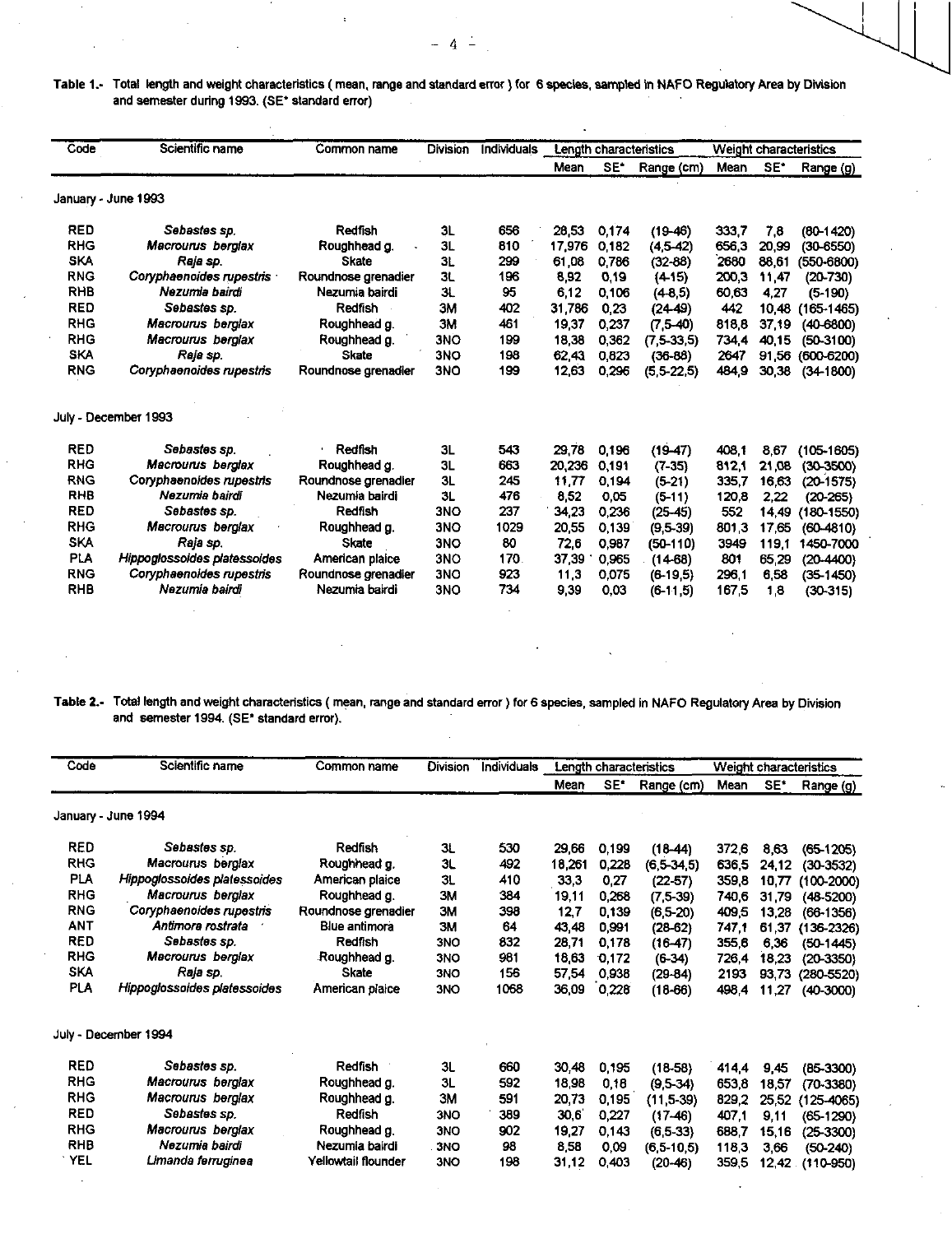**Table 1.-** Total length and weight characteristics ( mean, range and standard error ) for 6 species, sampled in NAFO Regulatory Area by Division and semester during 1993. (SE* standard error)

| Code | Scientific name | Common name | Division | Individuals | Length characteristics | | | Weight characteristics | | |
|---|---|---|---|---|---|---|---|---|---|---|
| | | | | | Mean | SE* | Range (cm) | Mean | SE* | Range (g) |
| **January - June 1993** | | | | | | | | | | |
| RED | *Sebastes sp.* | Redfish | 3L | 656 | 28,53 | 0,174 | (19-46) | 333,7 | 7,8 | (80-1420) |
| RHG | *Macrourus berglax* | Roughhead g. | 3L | 810 | 17,976 | 0,182 | (4,5-42) | 656,3 | 20,99 | (30-6550) |
| SKA | *Raja sp.* | Skate | 3L | 299 | 61,08 | 0,786 | (32-88) | 2680 | 86,61 | (550-6800) |
| RNG | *Coryphaenoides rupestris* | Roundnose grenadier | 3L | 196 | 8,92 | 0,19 | (4-15) | 200,3 | 11,47 | (20-730) |
| RHB | *Nezumia bairdi* | Nezumia bairdi | 3L | 95 | 6,12 | 0,106 | (4-8,5) | 60,63 | 4,27 | (5-190) |
| RED | *Sebastes sp.* | Redfish | 3M | 402 | 31,786 | 0,23 | (24-49) | 442 | 10,48 | (165-1465) |
| RHG | *Macrourus berglax* | Roughhead g. | 3M | 461 | 19,37 | 0,237 | (7,5-40) | 818,8 | 37,19 | (40-6800) |
| RHG | *Macrourus berglax* | Roughhead g. | 3NO | 199 | 18,38 | 0,362 | (7,5-33,5) | 734,4 | 40,15 | (50-3100) |
| SKA | *Raja sp.* | Skate | 3NO | 198 | 62,43 | 0,823 | (36-88) | 2647 | 91,56 | (600-6200) |
| RNG | *Coryphaenoides rupestris* | Roundnose grenadier | 3NO | 199 | 12,63 | 0,296 | (5,5-22,5) | 484,9 | 30,38 | (34-1800) |
| **July - December 1993** | | | | | | | | | | |
| RED | *Sebastes sp.* | Redfish | 3L | 543 | 29,78 | 0,196 | (19-47) | 408,1 | 8,67 | (105-1605) |
| RHG | *Macrourus berglax* | Roughhead g. | 3L | 663 | 20,236 | 0,191 | (7-35) | 812,1 | 21,08 | (30-3500) |
| RNG | *Coryphaenoides rupestris* | Roundnose grenadier | 3L | 245 | 11,77 | 0,194 | (5-21) | 335,7 | 16,63 | (20-1575) |
| RHB | *Nezumia bairdi* | Nezumia bairdi | 3L | 476 | 8,52 | 0,05 | (5-11) | 120,8 | 2,22 | (20-265) |
| RED | *Sebastes sp.* | Redfish | 3NO | 237 | 34,23 | 0,236 | (25-45) | 552 | 14,49 | (180-1550) |
| RHG | *Macrourus berglax* | Roughhead g. | 3NO | 1029 | 20,55 | 0,139 | (9,5-39) | 801,3 | 17,65 | (60-4810) |
| SKA | *Raja sp.* | Skate | 3NO | 80 | 72,6 | 0,987 | (50-110) | 3949 | 119,1 | 1450-7000 |
| PLA | *Hippoglossoides platessoides* | American plaice | 3NO | 170 | 37,39 | 0,965 | (14-68) | 801 | 65,29 | (20-4400) |
| RNG | *Coryphaenoides rupestris* | Roundnose grenadier | 3NO | 923 | 11,3 | 0,075 | (6-19,5) | 296,1 | 6,58 | (35-1450) |
| RHB | *Nezumia bairdi* | Nezumia bairdi | 3NO | 734 | 9,39 | 0,03 | (6-11,5) | 167,5 | 1,8 | (30-315) |

**Table 2.-** Total length and weight characteristics ( mean, range and standard error ) for 6 species, sampled in NAFO Regulatory Area by Division and semester 1994. (SE* standard error).

| Code | Scientific name | Common name | Division | Individuals | Length characteristics | | | Weight characteristics | | |
|---|---|---|---|---|---|---|---|---|---|---|
| | | | | | Mean | SE* | Range (cm) | Mean | SE* | Range (g) |
| **January - June 1994** | | | | | | | | | | |
| RED | *Sebastes sp.* | Redfish | 3L | 530 | 29,66 | 0,199 | (18-44) | 372,6 | 8,63 | (65-1205) |
| RHG | *Macrourus berglax* | Roughhead g. | 3L | 492 | 18,261 | 0,228 | (6,5-34,5) | 636,5 | 24,12 | (30-3532) |
| PLA | *Hippoglossoides platessoides* | American plaice | 3L | 410 | 33,3 | 0,27 | (22-57) | 359,8 | 10,77 | (100-2000) |
| RHG | *Macrourus berglax* | Roughhead g. | 3M | 384 | 19,11 | 0,268 | (7,5-39) | 740,6 | 31,79 | (48-5200) |
| RNG | *Coryphaenoides rupestris* | Roundnose grenadier | 3M | 398 | 12,7 | 0,139 | (6,5-20) | 409,5 | 13,28 | (66-1356) |
| ANT | *Antimora rostrata* | Blue antimora | 3M | 64 | 43,48 | 0,991 | (28-62) | 747,1 | 61,37 | (136-2326) |
| RED | *Sebastes sp.* | Redfish | 3NO | 832 | 28,71 | 0,178 | (16-47) | 355,6 | 6,36 | (50-1445) |
| RHG | *Macrourus berglax* | Roughhead g. | 3NO | 981 | 18,63 | 0,172 | (6-34) | 726,4 | 18,23 | (20-3350) |
| SKA | *Raja sp.* | Skate | 3NO | 156 | 57,54 | 0,938 | (29-84) | 2193 | 93,73 | (280-5520) |
| PLA | *Hippoglossoides platessoides* | American plaice | 3NO | 1068 | 36,09 | 0,228 | (18-66) | 498,4 | 11,27 | (40-3000) |
| **July - December 1994** | | | | | | | | | | |
| RED | *Sebastes sp.* | Redfish | 3L | 660 | 30,48 | 0,195 | (18-58) | 414,4 | 9,45 | (85-3300) |
| RHG | *Macrourus berglax* | Roughhead g. | 3L | 592 | 18,98 | 0,18 | (9,5-34) | 653,8 | 18,57 | (70-3380) |
| RHG | *Macrourus berglax* | Roughhead g. | 3M | 591 | 20,73 | 0,195 | (11,5-39) | 829,2 | 25,52 | (125-4065) |
| RED | *Sebastes sp.* | Redfish | 3NO | 389 | 30,6 | 0,227 | (17-46) | 407,1 | 9,11 | (65-1290) |
| RHG | *Macrourus berglax* | Roughhead g. | 3NO | 902 | 19,27 | 0,143 | (6,5-33) | 688,7 | 15,16 | (25-3300) |
| RHB | *Nezumia bairdi* | Nezumia bairdi | 3NO | 98 | 8,58 | 0,09 | (6,5-10,5) | 118,3 | 3,66 | (50-240) |
| YEL | *Limanda ferruginea* | Yellowtail flounder | 3NO | 198 | 31,12 | 0,403 | (20-46) | 359,5 | 12,42 | (110-950) |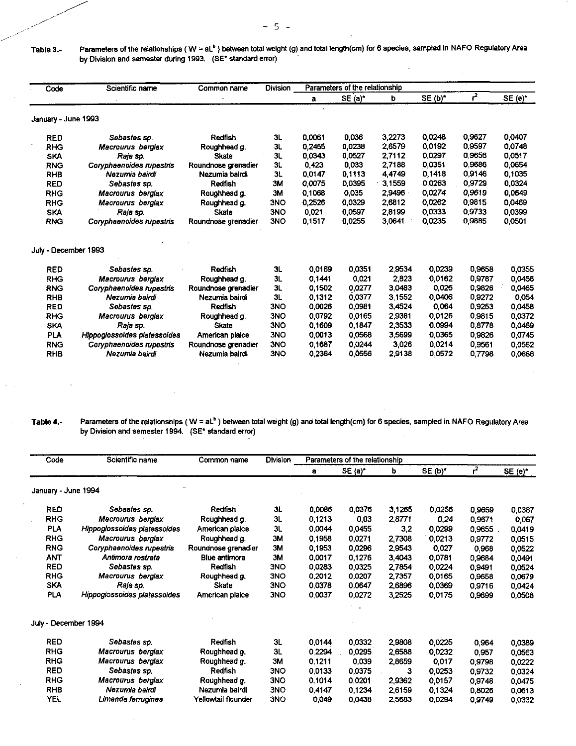**Table 3.-** Parameters of the relationships ( $W = aL^b$ ) between total weight (g) and total length(cm) for 6 species, sampled in NAFO Regulatory Area by Division and semester during 1993. (SE* standard error)

| Code | Scientific name | Common name | Division | Parameters of the relationship | | | | | |
|---|---|---|---|---|---|---|---|---|---|
| | | | | a | SE (a)* | b | SE (b)* | $r^2$ | SE (e)* |
| **January - June 1993** | | | | | | | | | |
| RED | *Sebastes sp.* | Redfish | 3L | 0,0061 | 0,036 | 3,2273 | 0,0248 | 0,9627 | 0,0407 |
| RHG | *Macrourus berglax* | Roughhead g. | 3L | 0,2455 | 0,0238 | 2,6579 | 0,0192 | 0,9597 | 0,0748 |
| SKA | *Raja sp.* | Skate | 3L | 0,0343 | 0,0527 | 2,7112 | 0,0297 | 0,9656 | 0,0517 |
| RNG | *Coryphaenoides rupestris* | Roundnose grenadier | 3L | 0,423 | 0,033 | 2,7188 | 0,0351 | 0,9686 | 0,0654 |
| RHB | *Nezumia bairdi* | Nezumia bairdi | 3L | 0,0147 | 0,1113 | 4,4749 | 0,1418 | 0,9146 | 0,1035 |
| RED | *Sebastes sp.* | Redfish | 3M | 0,0075 | 0,0395 | 3,1559 | 0,0263 | 0,9729 | 0,0324 |
| RHG | *Macrourus berglax* | Roughhead g. | 3M | 0,1068 | 0,035 | 2,9496 | 0,0274 | 0,9619 | 0,0649 |
| RHG | *Macrourus berglax* | Roughhead g. | 3NO | 0,2526 | 0,0329 | 2,6812 | 0,0262 | 0,9815 | 0,0469 |
| SKA | *Raja sp.* | Skate | 3NO | 0,021 | 0,0597 | 2,8199 | 0,0333 | 0,9733 | 0,0399 |
| RNG | *Coryphaenoides rupestris* | Roundnose grenadier | 3NO | 0,1517 | 0,0255 | 3,0641 | 0,0235 | 0,9885 | 0,0501 |
| **July - December 1993** | | | | | | | | | |
| RED | *Sebastes sp.* | Redfish | 3L | 0,0169 | 0,0351 | 2,9534 | 0,0239 | 0,9658 | 0,0355 |
| RHG | *Macrourus berglax* | Roughhead g. | 3L | 0,1441 | 0,021 | 2,823 | 0,0162 | 0,9787 | 0,0456 |
| RNG | *Coryphaenoides rupestris* | Roundnose grenadier | 3L | 0,1502 | 0,0277 | 3,0483 | 0,026 | 0,9826 | 0,0465 |
| RHB | *Nezumia bairdi* | Nezumia bairdi | 3L | 0,1312 | 0,0377 | 3,1552 | 0,0406 | 0,9272 | 0,054 |
| RED | *Sebastes sp.* | Redfish | 3NO | 0,0026 | 0,0981 | 3,4524 | 0,064 | 0,9253 | 0,0458 |
| RHG | *Macrourus berglax* | Roughhead g. | 3NO | 0,0792 | 0,0165 | 2,9381 | 0,0126 | 0,9815 | 0,0372 |
| SKA | *Raja sp.* | Skate | 3NO | 0,1609 | 0,1847 | 2,3533 | 0,0994 | 0,8778 | 0,0469 |
| PLA | *Hippoglossoides platessoides* | American plaice | 3NO | 0,0013 | 0,0568 | 3,5699 | 0,0365 | 0,9826 | 0,0745 |
| RNG | *Coryphaenoides rupestris* | Roundnose grenadier | 3NO | 0,1687 | 0,0244 | 3,026 | 0,0214 | 0,9561 | 0,0562 |
| RHB | *Nezumia bairdi* | Nezumia bairdi | 3NO | 0,2364 | 0,0556 | 2,9138 | 0,0572 | 0,7798 | 0,0686 |

**Table 4.-** Parameters of the relationships ( $W = aL^b$ ) between total weight (g) and total length(cm) for 6 species, sampled in NAFO Regulatory Area by Division and semester 1994. (SE* standard error)

| Code | Scientific name | Common name | Division | Parameters of the relationship | | | | | |
|---|---|---|---|---|---|---|---|---|---|
| | | | | a | SE (a)* | b | SE (b)* | $r^2$ | SE (e)* |
| **January - June 1994** | | | | | | | | | |
| RED | *Sebastes sp.* | Redfish | 3L | 0,0086 | 0,0376 | 3,1265 | 0,0256 | 0,9659 | 0,0387 |
| RHG | *Macrourus berglax* | Roughhead g. | 3L | 0,1213 | 0,03 | 2,8771 | 0,24 | 0,9671 | 0,067 |
| PLA | *Hippoglossoides platessoides* | American plaice | 3L | 0,0044 | 0,0455 | 3,2 | 0,0299 | 0,9655 | 0,0419 |
| RHG | *Macrourus berglax* | Roughhead g. | 3M | 0,1958 | 0,0271 | 2,7308 | 0,0213 | 0,9772 | 0,0515 |
| RNG | *Coryphaenoides rupestris* | Roundnose grenadier | 3M | 0,1953 | 0,0296 | 2,9543 | 0,027 | 0,968 | 0,0522 |
| ANT | *Antimora rostrata* | Blue antimora | 3M | 0,0017 | 0,1276 | 3,4043 | 0,0781 | 0,9684 | 0,0491 |
| RED | *Sebastes sp.* | Redfish | 3NO | 0,0283 | 0,0325 | 2,7854 | 0,0224 | 0,9491 | 0,0524 |
| RHG | *Macrourus berglax* | Roughhead g. | 3NO | 0,2012 | 0,0207 | 2,7357 | 0,0165 | 0,9658 | 0,0679 |
| SKA | *Raja sp.* | Skate | 3NO | 0,0378 | 0,0647 | 2,6896 | 0,0369 | 0,9716 | 0,0424 |
| PLA | *Hippoglossoides platessoides* | American plaice | 3NO | 0,0037 | 0,0272 | 3,2525 | 0,0175 | 0,9699 | 0,0508 |
| **July - December 1994** | | | | | | | | | |
| RED | *Sebastes sp.* | Redfish | 3L | 0,0144 | 0,0332 | 2,9808 | 0,0225 | 0,964 | 0,0389 |
| RHG | *Macrourus berglax* | Roughhead g. | 3L | 0,2294 | 0,0295 | 2,6588 | 0,0232 | 0,957 | 0,0563 |
| RHG | *Macrourus berglax* | Roughhead g. | 3M | 0,1211 | 0,039 | 2,8659 | 0,017 | 0,9798 | 0,0222 |
| RED | *Sebastes sp.* | Redfish | 3NO | 0,0133 | 0,0375 | 3 | 0,0253 | 0,9732 | 0,0324 |
| RHG | *Macrourus berglax* | Roughhead g. | 3NO | 0,1014 | 0,0201 | 2,9362 | 0,0157 | 0,9748 | 0,0475 |
| RHB | *Nezumia bairdi* | Nezumia bairdi | 3NO | 0,4147 | 0,1234 | 2,6159 | 0,1324 | 0,8026 | 0,0613 |
| YEL | *Limanda ferruginea* | Yellowtail flounder | 3NO | 0,049 | 0,0438 | 2,5683 | 0,0294 | 0,9749 | 0,0332 |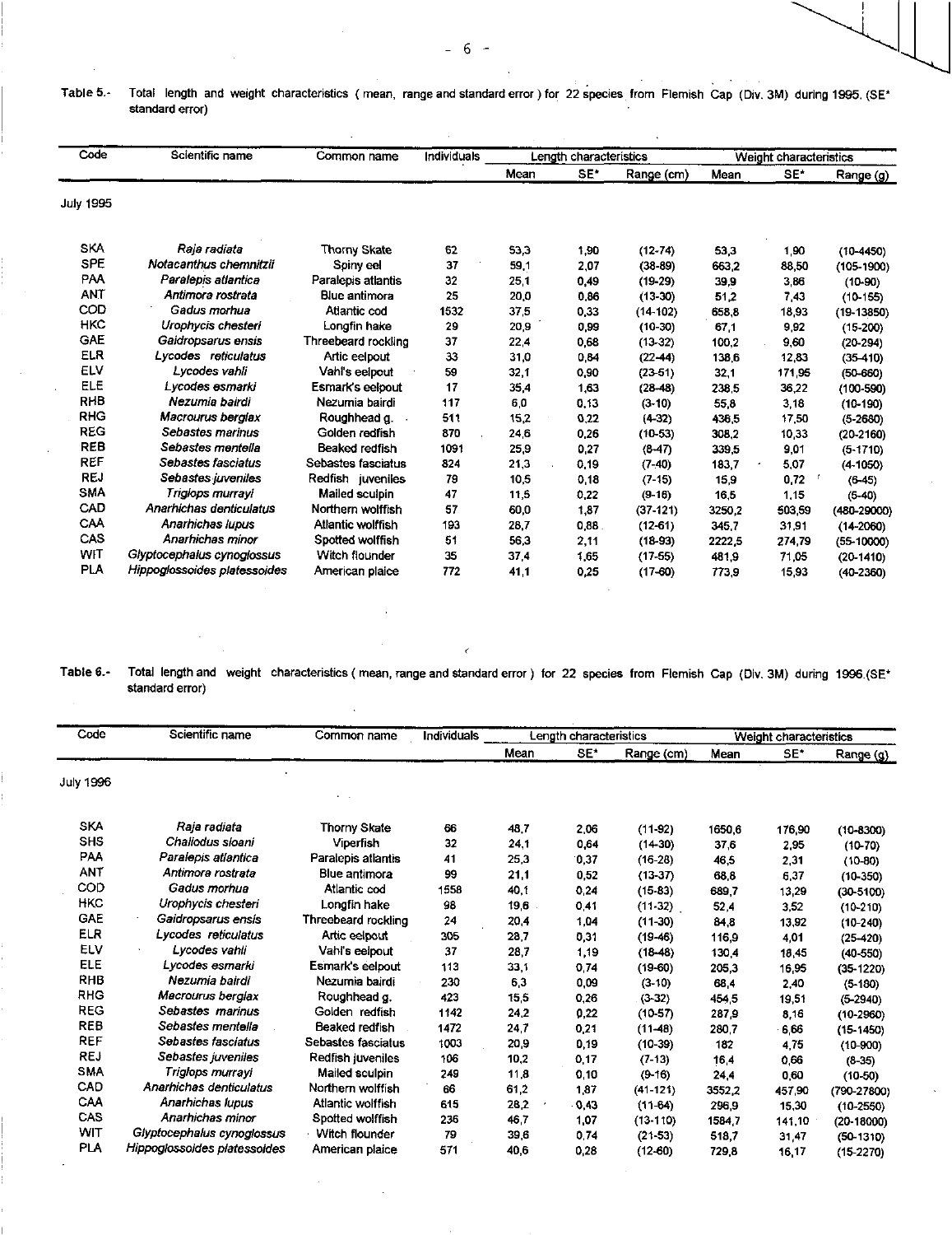Table 5.- Total length and weight characteristics ( mean, range and standard error ) for 22 species from Flemish Cap (Div. 3M) during 1995. (SE* standard error)

| Code | Scientific name | Common name | Individuals | Length characteristics | | | Weight characteristics | | |
|---|---|---|---|---|---|---|---|---|---|
| | | | | Mean | SE* | Range (cm) | Mean | SE* | Range (g) |
| July 1995 | | | | | | | | | |
| SKA | *Raja radiata* | Thorny Skate | 62 | 53,3 | 1,90 | (12-74) | 53,3 | 1,90 | (10-4450) |
| SPE | *Notacanthus chemnitzii* | Spiny eel | 37 | 59,1 | 2,07 | (38-89) | 663,2 | 88,50 | (105-1900) |
| PAA | *Paralepis atlantica* | Paralepis atlantis | 32 | 25,1 | 0,49 | (19-29) | 39,9 | 3,86 | (10-90) |
| ANT | *Antimora rostrata* | Blue antimora | 25 | 20,0 | 0,86 | (13-30) | 51,2 | 7,43 | (10-155) |
| COD | *Gadus morhua* | Atlantic cod | 1532 | 37,5 | 0,33 | (14-102) | 658,8 | 18,93 | (19-13850) |
| HKC | *Urophycis chesteri* | Longfin hake | 29 | 20,9 | 0,99 | (10-30) | 67,1 | 9,92 | (15-200) |
| GAE | *Gaidropsarus ensis* | Threebeard rockling | 37 | 22,4 | 0,68 | (13-32) | 100,2 | 9,60 | (20-294) |
| ELR | *Lycodes reticulatus* | Artic eelpout | 33 | 31,0 | 0,84 | (22-44) | 138,6 | 12,83 | (35-410) |
| ELV | *Lycodes vahli* | Vahl's eelpout | 59 | 32,1 | 0,90 | (23-51) | 32,1 | 171,95 | (50-660) |
| ELE | *Lycodes esmarki* | Esmark's eelpout | 17 | 35,4 | 1,63 | (28-48) | 238,5 | 36,22 | (100-590) |
| RHB | *Nezumia bairdi* | Nezumia bairdi | 117 | 6,0 | 0,13 | (3-10) | 55,8 | 3,18 | (10-190) |
| RHG | *Macrourus berglax* | Roughhead g. | 511 | 15,2 | 0,22 | (4-32) | 436,5 | 17,50 | (5-2680) |
| REG | *Sebastes marinus* | Golden redfish | 870 | 24,6 | 0,26 | (10-53) | 308,2 | 10,33 | (20-2160) |
| REB | *Sebastes mentella* | Beaked redfish | 1091 | 25,9 | 0,27 | (8-47) | 339,5 | 9,01 | (5-1710) |
| REF | *Sebastes fasciatus* | Sebastes fasciatus | 824 | 21,3 | 0,19 | (7-40) | 183,7 | 5,07 | (4-1050) |
| REJ | *Sebastes juveniles* | Redfish juveniles | 79 | 10,5 | 0,18 | (7-15) | 15,9 | 0,72 | (6-45) |
| SMA | *Triglops murrayi* | Mailed sculpin | 47 | 11,5 | 0,22 | (9-16) | 16,5 | 1,15 | (5-40) |
| CAD | *Anarhichas denticulatus* | Northern wolffish | 57 | 60,0 | 1,87 | (37-121) | 3250,2 | 503,59 | (480-29000) |
| CAA | *Anarhichas lupus* | Atlantic wolffish | 193 | 28,7 | 0,88 | (12-61) | 345,7 | 31,91 | (14-2060) |
| CAS | *Anarhichas minor* | Spotted wolffish | 51 | 56,3 | 2,11 | (18-93) | 2222,5 | 274,79 | (55-10000) |
| WIT | *Glyptocephalus cynoglossus* | Witch flounder | 35 | 37,4 | 1,65 | (17-55) | 481,9 | 71,05 | (20-1410) |
| PLA | *Hippoglossoides platessoides* | American plaice | 772 | 41,1 | 0,25 | (17-60) | 773,9 | 15,93 | (40-2360) |

Table 6.- Total length and weight characteristics ( mean, range and standard error ) for 22 species from Flemish Cap (Div. 3M) during 1996.(SE* standard error)

| Code | Scientific name | Common name | Individuals | Length characteristics | | | Weight characteristics | | |
|---|---|---|---|---|---|---|---|---|---|
| | | | | Mean | SE* | Range (cm) | Mean | SE* | Range (g) |
| July 1996 | | | | | | | | | |
| SKA | *Raja radiata* | Thorny Skate | 66 | 48,7 | 2,06 | (11-92) | 1650,6 | 176,90 | (10-8300) |
| SHS | *Chaliodus sloani* | Viperfish | 32 | 24,1 | 0,64 | (14-30) | 37,6 | 2,95 | (10-70) |
| PAA | *Paralepis atlantica* | Paralepis atlantis | 41 | 25,3 | 0,37 | (16-28) | 46,5 | 2,31 | (10-80) |
| ANT | *Antimora rostrata* | Blue antimora | 99 | 21,1 | 0,52 | (13-37) | 68,8 | 6,37 | (10-350) |
| COD | *Gadus morhua* | Atlantic cod | 1558 | 40,1 | 0,24 | (15-83) | 689,7 | 13,29 | (30-5100) |
| HKC | *Urophycis chesteri* | Longfin hake | 98 | 19,6 | 0,41 | (11-32) | 52,4 | 3,52 | (10-210) |
| GAE | *Gaidropsarus ensis* | Threebeard rockling | 24 | 20,4 | 1,04 | (11-30) | 84,8 | 13,92 | (10-240) |
| ELR | *Lycodes reticulatus* | Artic eelpout | 305 | 28,7 | 0,31 | (19-46) | 116,9 | 4,01 | (25-420) |
| ELV | *Lycodes vahli* | Vahl's eelpout | 37 | 28,7 | 1,19 | (18-48) | 130,4 | 18,45 | (40-550) |
| ELE | *Lycodes esmarki* | Esmark's eelpout | 113 | 33,1 | 0,74 | (19-60) | 205,3 | 16,95 | (35-1220) |
| RHB | *Nezumia bairdi* | Nezumia bairdi | 230 | 6,3 | 0,09 | (3-10) | 68,4 | 2,40 | (5-180) |
| RHG | *Macrourus berglax* | Roughhead g. | 423 | 15,5 | 0,26 | (3-32) | 454,5 | 19,51 | (5-2940) |
| REG | *Sebastes marinus* | Golden redfish | 1142 | 24,2 | 0,22 | (10-57) | 287,9 | 8,16 | (10-2960) |
| REB | *Sebastes mentella* | Beaked redfish | 1472 | 24,7 | 0,21 | (11-48) | 280,7 | 6,66 | (15-1450) |
| REF | *Sebastes fasciatus* | Sebastes fasciatus | 1003 | 20,9 | 0,19 | (10-39) | 182 | 4,75 | (10-900) |
| REJ | *Sebastes juveniles* | Redfish juveniles | 106 | 10,2 | 0,17 | (7-13) | 16,4 | 0,66 | (8-35) |
| SMA | *Triglops murrayi* | Mailed sculpin | 249 | 11,8 | 0,10 | (9-16) | 24,4 | 0,60 | (10-50) |
| CAD | *Anarhichas denticulatus* | Northern wolffish | 66 | 61,2 | 1,87 | (41-121) | 3552,2 | 457,90 | (790-27800) |
| CAA | *Anarhichas lupus* | Atlantic wolffish | 615 | 28,2 | 0,43 | (11-64) | 296,9 | 15,30 | (10-2550) |
| CAS | *Anarhichas minor* | Spotted wolffish | 236 | 46,7 | 1,07 | (13-110) | 1584,7 | 141,10 | (20-18000) |
| WIT | *Glyptocephalus cynoglossus* | Witch flounder | 79 | 39,6 | 0,74 | (21-53) | 518,7 | 31,47 | (50-1310) |
| PLA | *Hippoglossoides platessoides* | American plaice | 571 | 40,6 | 0,28 | (12-60) | 729,8 | 16,17 | (15-2270) |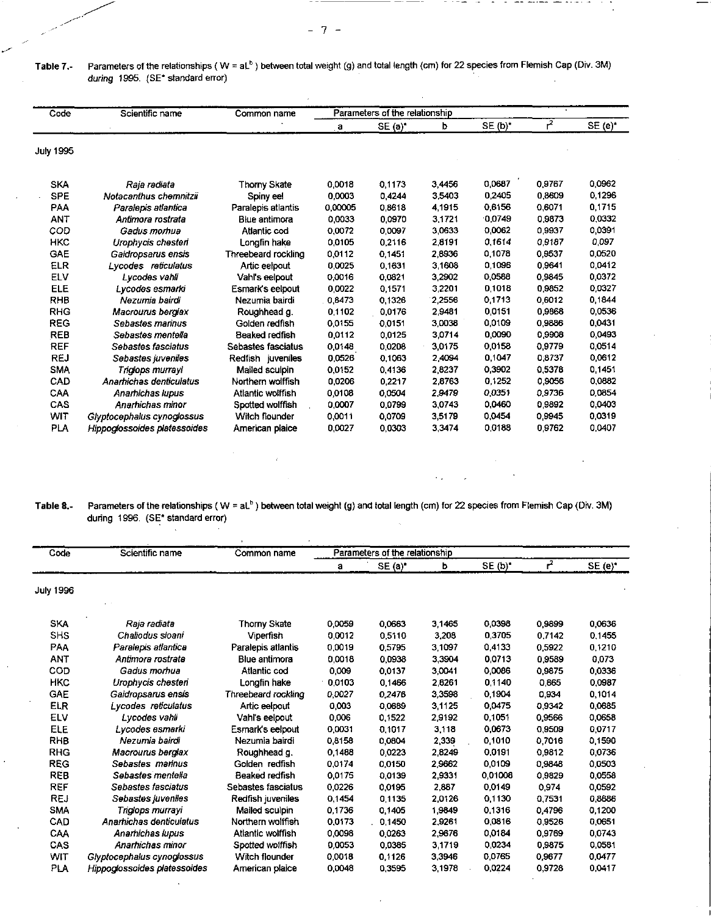**Table 7.-** Parameters of the relationships ( $W = aL^b$ ) between total weight (g) and total length (cm) for 22 species from Flemish Cap (Div. 3M) during 1995. (SE* standard error)

| Code | Scientific name | Common name | Parameters of the relationship | | | | | |
|---|---|---|---|---|---|---|---|---|
| | | | a | SE (a)* | b | SE (b)* | $r^2$ | SE (e)* |
| July 1995 | | | | | | | | |
| SKA | *Raja radiata* | Thorny Skate | 0,0018 | 0,1173 | 3,4456 | 0,0687 | 0,9767 | 0,0962 |
| SPE | *Notacanthus chemnitzii* | Spiny eel | 0,0003 | 0,4244 | 3,5403 | 0,2405 | 0,8609 | 0,1296 |
| PAA | *Paralepis atlantica* | Paralepis atlantis | 0,00005 | 0,8618 | 4,1915 | 0,6156 | 0,6071 | 0,1715 |
| ANT | *Antimora rostrata* | Blue antimora | 0,0033 | 0,0970 | 3,1721 | 0,0749 | 0,9873 | 0,0332 |
| COD | *Gadus morhua* | Atlantic cod | 0,0072 | 0,0097 | 3,0633 | 0,0062 | 0,9937 | 0,0391 |
| HKC | *Urophycis chesteri* | Longfin hake | 0,0105 | 0,2116 | 2,8191 | 0,1614 | 0,9187 | 0,097 |
| GAE | *Gaidropsarus ensis* | Threebeard rockling | 0,0112 | 0,1451 | 2,8936 | 0,1078 | 0,9537 | 0,0520 |
| ELR | *Lycodes reticulatus* | Artic eelpout | 0,0025 | 0,1631 | 3,1608 | 0,1096 | 0,9641 | 0,0412 |
| ELV | *Lycodes vahli* | Vahl's eelpout | 0,0016 | 0,0821 | 3,2902 | 0,0588 | 0,9845 | 0,0372 |
| ELE | *Lycodes esmarki* | Esmark's eelpout | 0,0022 | 0,1571 | 3,2201 | 0,1018 | 0,9852 | 0,0327 |
| RHB | *Nezumia bairdi* | Nezumia bairdi | 0,8473 | 0,1326 | 2,2556 | 0,1713 | 0,6012 | 0,1844 |
| RHG | *Macrourus berglax* | Roughhead g. | 0,1102 | 0,0176 | 2,9481 | 0,0151 | 0,9868 | 0,0536 |
| REG | *Sebastes marinus* | Golden redfish | 0,0155 | 0,0151 | 3,0038 | 0,0109 | 0,9886 | 0,0431 |
| REB | *Sebastes mentella* | Beaked redfish | 0,0112 | 0,0125 | 3,0714 | 0,0090 | 0,9908 | 0,0493 |
| REF | *Sebastes fasciatus* | Sebastes fasciatus | 0,0148 | 0,0208 | 3,0175 | 0,0158 | 0,9779 | 0,0514 |
| REJ | *Sebastes juveniles* | Redfish juveniles | 0,0526 | 0,1063 | 2,4094 | 0,1047 | 0,8737 | 0,0612 |
| SMA | *Triglops murrayi* | Mailed sculpin | 0,0152 | 0,4136 | 2,8237 | 0,3902 | 0,5378 | 0,1451 |
| CAD | *Anarhichas denticulatus* | Northern wolffish | 0,0206 | 0,2217 | 2,8763 | 0,1252 | 0,9056 | 0,0882 |
| CAA | *Anarhichas lupus* | Atlantic wolffish | 0,0108 | 0,0504 | 2,9479 | 0,0351 | 0,9736 | 0,0854 |
| CAS | *Anarhichas minor* | Spotted wolffish | 0,0007 | 0,0799 | 3,0743 | 0,0460 | 0,9892 | 0,0403 |
| WIT | *Glyptocephalus cynoglossus* | Witch flounder | 0,0011 | 0,0709 | 3,5179 | 0,0454 | 0,9945 | 0,0319 |
| PLA | *Hippoglossoides platessoides* | American plaice | 0,0027 | 0,0303 | 3,3474 | 0,0188 | 0,9762 | 0,0407 |

**Table 8.-** Parameters of the relationships ( $W = aL^b$ ) between total weight (g) and total length (cm) for 22 species from Flemish Cap (Div. 3M) during 1996. (SE* standard error)

| Code | Scientific name | Common name | Parameters of the relationship | | | | | |
|---|---|---|---|---|---|---|---|---|
| | | | a | SE (a)* | b | SE (b)* | $r^2$ | SE (e)* |
| July 1996 | | | | | | | | |
| SKA | *Raja radiata* | Thorny Skate | 0,0059 | 0,0663 | 3,1465 | 0,0398 | 0,9899 | 0,0636 |
| SHS | *Chaliodus sloani* | Viperfish | 0,0012 | 0,5110 | 3,208 | 0,3705 | 0,7142 | 0,1455 |
| PAA | *Paralepis atlantica* | Paralepis atlantis | 0,0019 | 0,5795 | 3,1097 | 0,4133 | 0,5922 | 0,1210 |
| ANT | *Antimora rostrata* | Blue antimora | 0,0018 | 0,0938 | 3,3904 | 0,0713 | 0,9589 | 0,073 |
| COD | *Gadus morhua* | Atlantic cod | 0,009 | 0,0137 | 3,0041 | 0,0086 | 0,9875 | 0,0336 |
| HKC | *Urophycis chesteri* | Longfin hake | 0,0103 | 0,1466 | 2,8261 | 0,1140 | 0,865 | 0,0987 |
| GAE | *Gaidropsarus ensis* | Threebeard rockling | 0,0027 | 0,2476 | 3,3598 | 0,1904 | 0,934 | 0,1014 |
| ELR | *Lycodes reticulatus* | Artic eelpout | 0,003 | 0,0689 | 3,1125 | 0,0475 | 0,9342 | 0,0685 |
| ELV | *Lycodes vahli* | Vahl's eelpout | 0,006 | 0,1522 | 2,9192 | 0,1051 | 0,9566 | 0,0658 |
| ELE | *Lycodes esmarki* | Esmark's eelpout | 0,0031 | 0,1017 | 3,118 | 0,0673 | 0,9509 | 0,0717 |
| RHB | *Nezumia bairdi* | Nezumia bairdi | 0,8158 | 0,0804 | 2,339 | 0,1010 | 0,7016 | 0,1590 |
| RHG | *Macrourus berglax* | Roughhead g. | 0,1488 | 0,0223 | 2,8249 | 0,0191 | 0,9812 | 0,0736 |
| REG | *Sebastes marinus* | Golden redfish | 0,0174 | 0,0150 | 2,9662 | 0,0109 | 0,9848 | 0,0503 |
| REB | *Sebastes mentella* | Beaked redfish | 0,0175 | 0,0139 | 2,9331 | 0,01008 | 0,9829 | 0,0558 |
| REF | *Sebastes fasciatus* | Sebastes fasciatus | 0,0226 | 0,0195 | 2,887 | 0,0149 | 0,974 | 0,0592 |
| REJ | *Sebastes juveniles* | Redfish juveniles | 0,1454 | 0,1135 | 2,0126 | 0,1130 | 0,7531 | 0,8686 |
| SMA | *Triglops murrayi* | Mailed sculpin | 0,1736 | 0,1405 | 1,9849 | 0,1316 | 0,4796 | 0,1200 |
| CAD | *Anarhichas denticulatus* | Northern wolffish | 0,0173 | 0,1450 | 2,9261 | 0,0816 | 0,9526 | 0,0651 |
| CAA | *Anarhichas lupus* | Atlantic wolffish | 0,0098 | 0,0263 | 2,9676 | 0,0184 | 0,9769 | 0,0743 |
| CAS | *Anarhichas minor* | Spotted wolffish | 0,0053 | 0,0385 | 3,1719 | 0,0234 | 0,9875 | 0,0581 |
| WIT | *Glyptocephalus cynoglossus* | Witch flounder | 0,0018 | 0,1126 | 3,3946 | 0,0765 | 0,9677 | 0,0477 |
| PLA | *Hippoglossoides platessoides* | American plaice | 0,0048 | 0,3595 | 3,1978 | 0,0224 | 0,9728 | 0,0417 |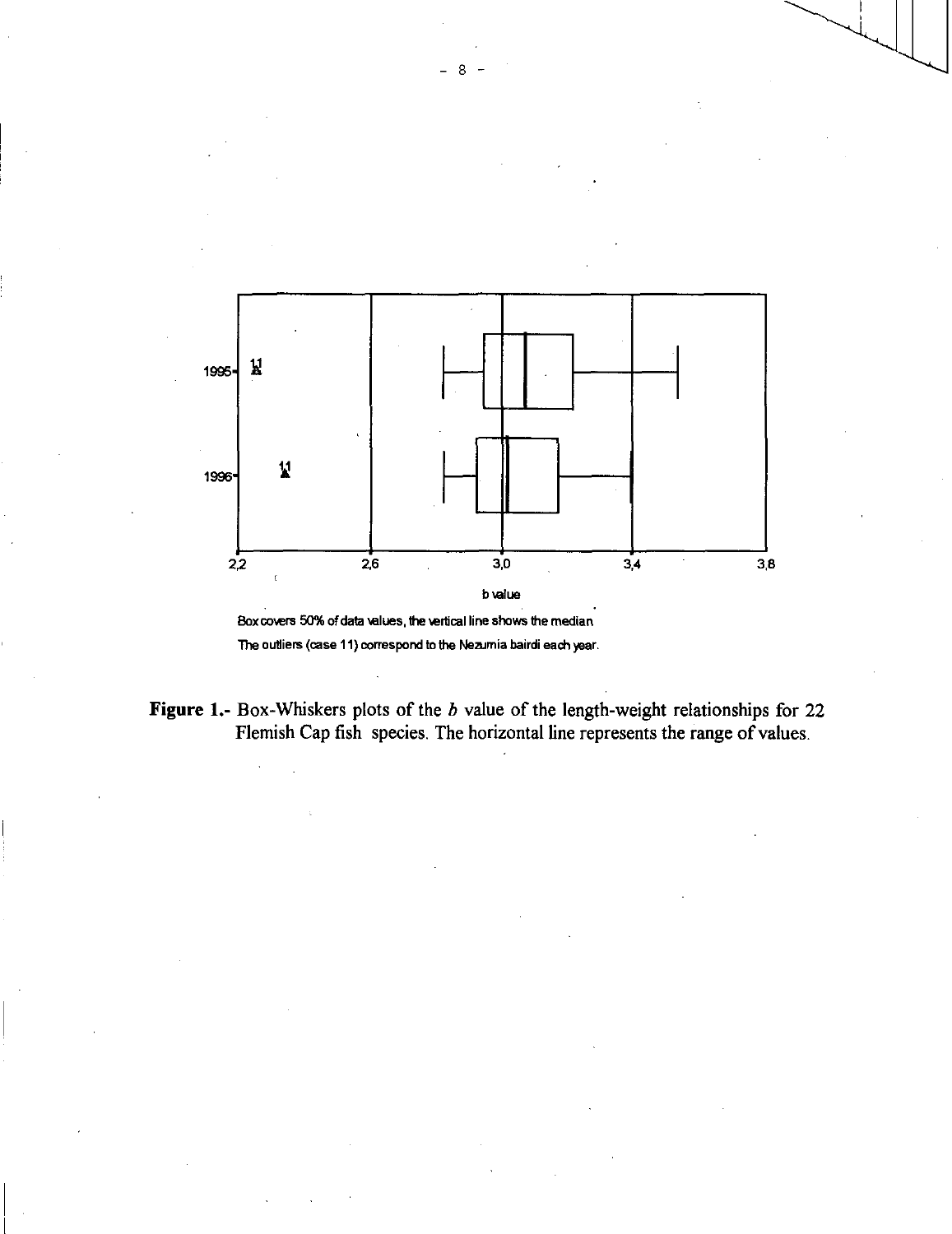1995

1996

11

11

2,2

2,6

3,0

3,4

3,8

b value

Box covers 50% of data values, the vertical line shows the median

The outliers (case 11) correspond to the Nezumia bairdi each year.

**Figure 1.-** Box-Whiskers plots of the *b* value of the length-weight relationships for 22 Flemish Cap fish species. The horizontal line represents the range of values.